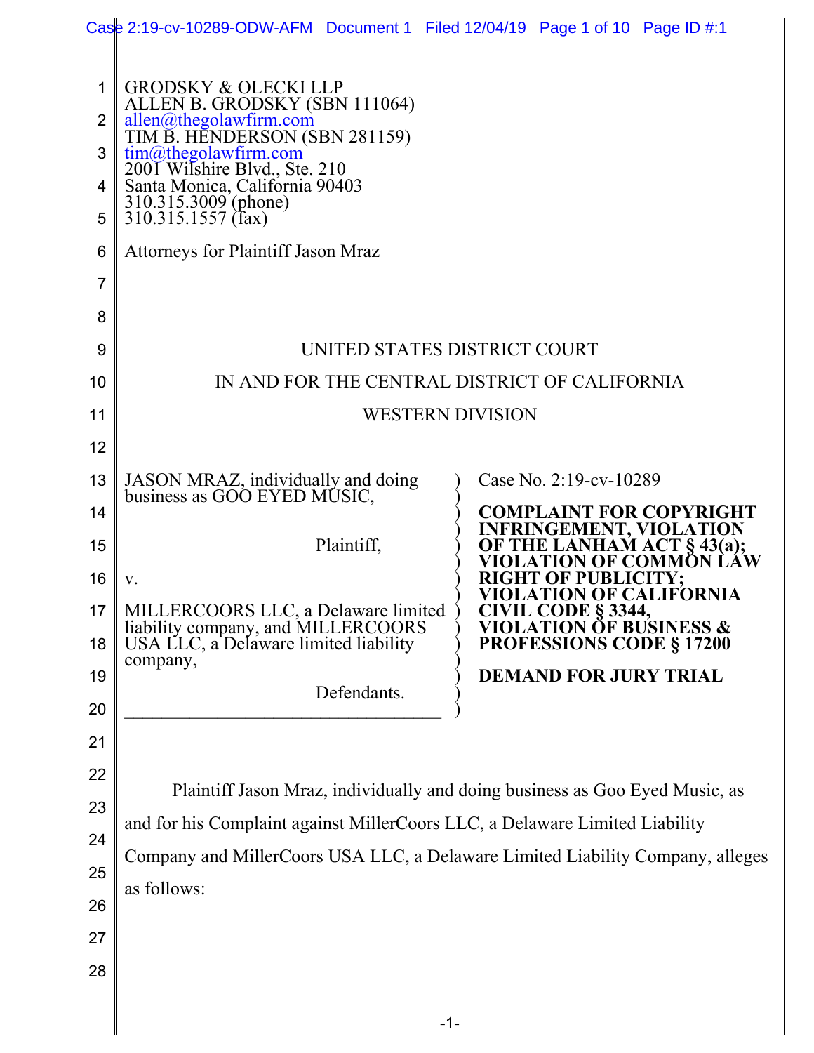GRODSKY & OLECKI LLP
ALLEN B. GRODSKY (SBN 111064)
allen@thegolawfirm.com
TIM B. HENDERSON (SBN 281159)
tim@thegolawfirm.com
2001 Wilshire Blvd., Ste. 210
Santa Monica, California 90403
310.315.3009 (phone)
310.315.1557 (fax)

Attorneys for Plaintiff Jason Mraz

UNITED STATES DISTRICT COURT

IN AND FOR THE CENTRAL DISTRICT OF CALIFORNIA

WESTERN DIVISION

JASON MRAZ, individually and doing business as GOO EYED MUSIC,

Plaintiff,

v.

MILLERCOORS LLC, a Delaware limited liability company, and MILLERCOORS USA LLC, a Delaware limited liability company,

Defendants.

Case No. 2:19-cv-10289

**COMPLAINT FOR COPYRIGHT INFRINGEMENT, VIOLATION OF THE LANHAM ACT § 43(a); VIOLATION OF COMMON LAW RIGHT OF PUBLICITY; VIOLATION OF CALIFORNIA CIVIL CODE § 3344, VIOLATION OF BUSINESS & PROFESSIONS CODE § 17200**

**DEMAND FOR JURY TRIAL**

Plaintiff Jason Mraz, individually and doing business as Goo Eyed Music, as and for his Complaint against MillerCoors LLC, a Delaware Limited Liability Company and MillerCoors USA LLC, a Delaware Limited Liability Company, alleges as follows: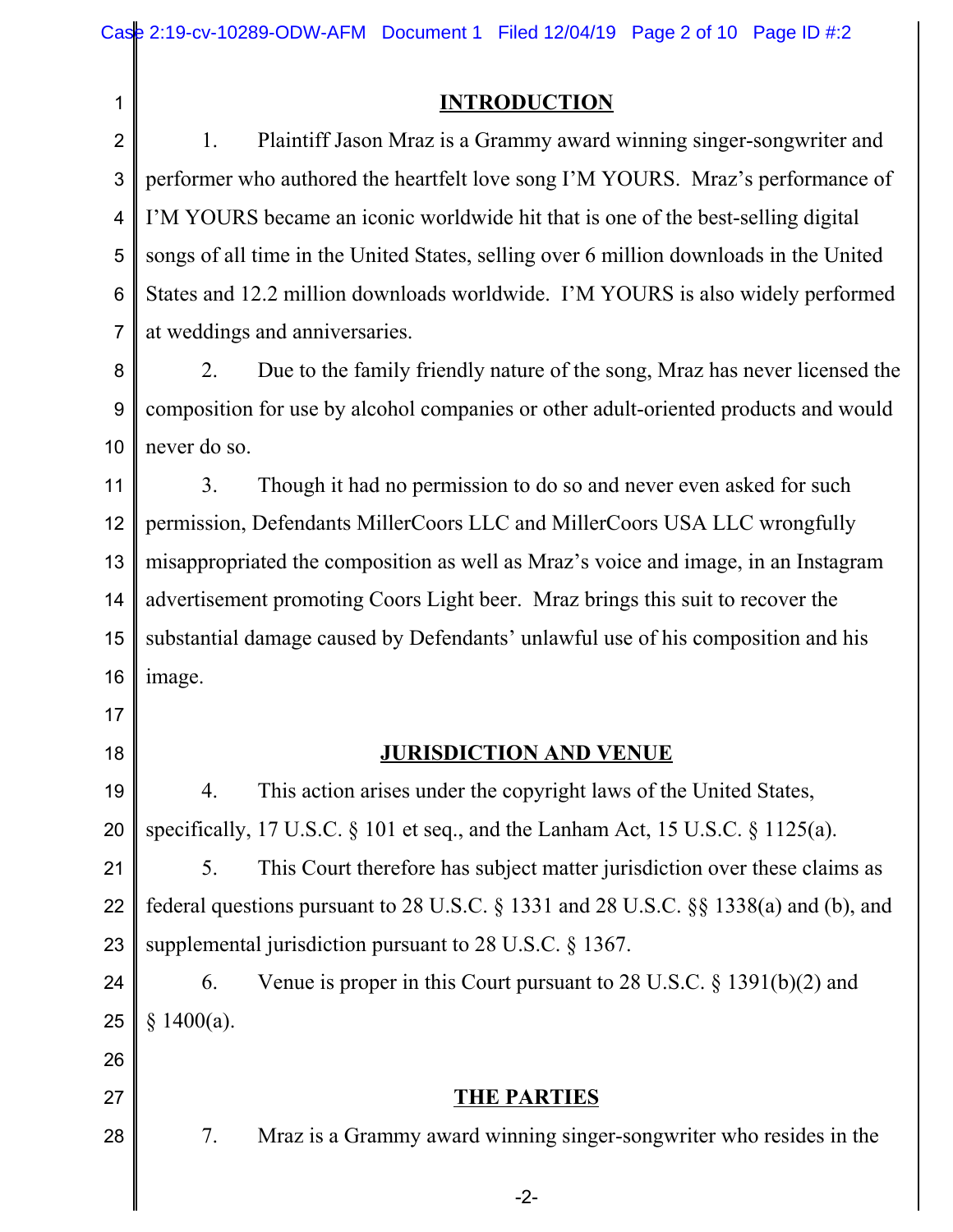## INTRODUCTION

1. Plaintiff Jason Mraz is a Grammy award winning singer-songwriter and performer who authored the heartfelt love song I'M YOURS. Mraz's performance of I'M YOURS became an iconic worldwide hit that is one of the best-selling digital songs of all time in the United States, selling over 6 million downloads in the United States and 12.2 million downloads worldwide. I'M YOURS is also widely performed at weddings and anniversaries.

2. Due to the family friendly nature of the song, Mraz has never licensed the composition for use by alcohol companies or other adult-oriented products and would never do so.

3. Though it had no permission to do so and never even asked for such permission, Defendants MillerCoors LLC and MillerCoors USA LLC wrongfully misappropriated the composition as well as Mraz's voice and image, in an Instagram advertisement promoting Coors Light beer. Mraz brings this suit to recover the substantial damage caused by Defendants' unlawful use of his composition and his image.

## JURISDICTION AND VENUE

4. This action arises under the copyright laws of the United States, specifically, 17 U.S.C. § 101 et seq., and the Lanham Act, 15 U.S.C. § 1125(a).

5. This Court therefore has subject matter jurisdiction over these claims as federal questions pursuant to 28 U.S.C. § 1331 and 28 U.S.C. §§ 1338(a) and (b), and supplemental jurisdiction pursuant to 28 U.S.C. § 1367.

6. Venue is proper in this Court pursuant to 28 U.S.C. § 1391(b)(2) and § 1400(a).

## THE PARTIES

7. Mraz is a Grammy award winning singer-songwriter who resides in the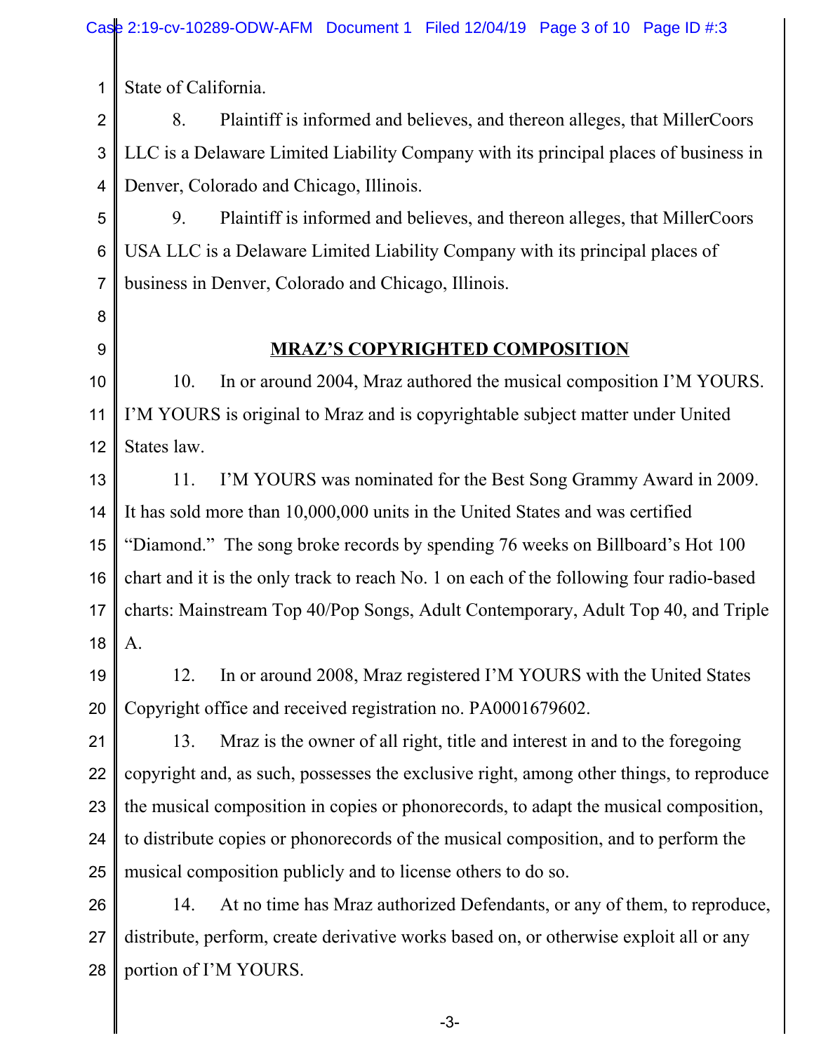State of California.

8. Plaintiff is informed and believes, and thereon alleges, that MillerCoors LLC is a Delaware Limited Liability Company with its principal places of business in Denver, Colorado and Chicago, Illinois.

9. Plaintiff is informed and believes, and thereon alleges, that MillerCoors USA LLC is a Delaware Limited Liability Company with its principal places of business in Denver, Colorado and Chicago, Illinois.

## MRAZ'S COPYRIGHTED COMPOSITION

10. In or around 2004, Mraz authored the musical composition I'M YOURS. I'M YOURS is original to Mraz and is copyrightable subject matter under United States law.

11. I'M YOURS was nominated for the Best Song Grammy Award in 2009. It has sold more than 10,000,000 units in the United States and was certified "Diamond." The song broke records by spending 76 weeks on Billboard's Hot 100 chart and it is the only track to reach No. 1 on each of the following four radio-based charts: Mainstream Top 40/Pop Songs, Adult Contemporary, Adult Top 40, and Triple A.

12. In or around 2008, Mraz registered I'M YOURS with the United States Copyright office and received registration no. PA0001679602.

13. Mraz is the owner of all right, title and interest in and to the foregoing copyright and, as such, possesses the exclusive right, among other things, to reproduce the musical composition in copies or phonorecords, to adapt the musical composition, to distribute copies or phonorecords of the musical composition, and to perform the musical composition publicly and to license others to do so.

14. At no time has Mraz authorized Defendants, or any of them, to reproduce, distribute, perform, create derivative works based on, or otherwise exploit all or any portion of I'M YOURS.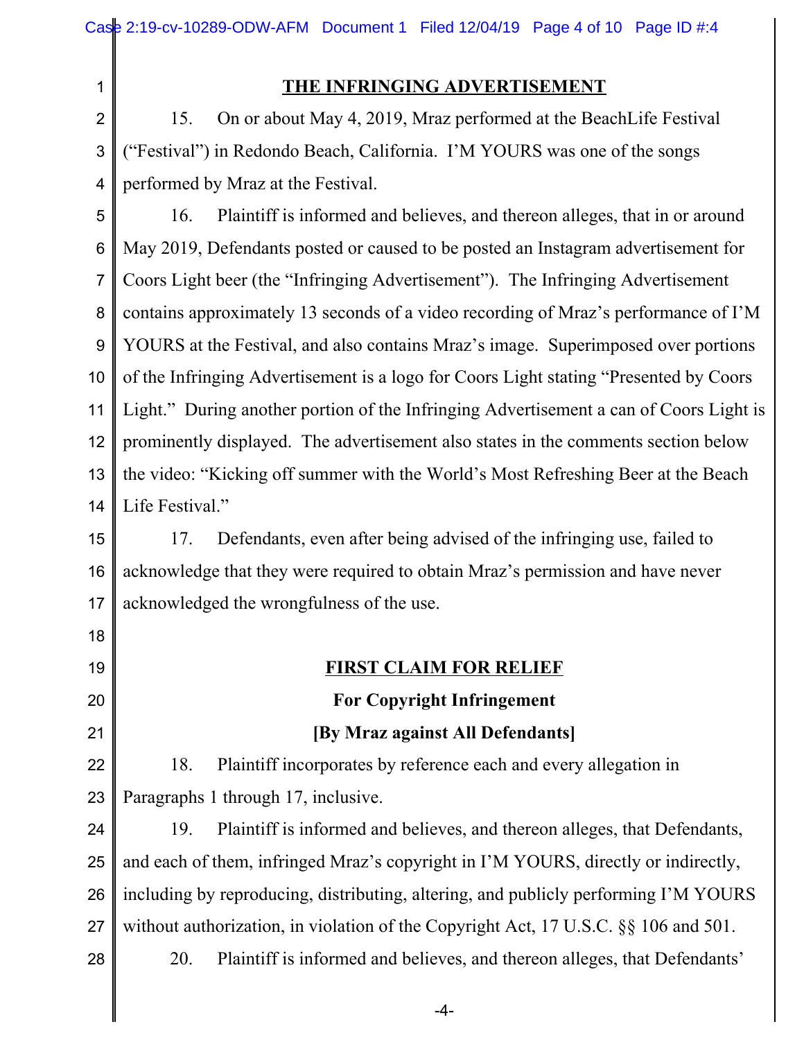## THE INFRINGING ADVERTISEMENT

15. On or about May 4, 2019, Mraz performed at the BeachLife Festival ("Festival") in Redondo Beach, California. I'M YOURS was one of the songs performed by Mraz at the Festival.

16. Plaintiff is informed and believes, and thereon alleges, that in or around May 2019, Defendants posted or caused to be posted an Instagram advertisement for Coors Light beer (the "Infringing Advertisement"). The Infringing Advertisement contains approximately 13 seconds of a video recording of Mraz's performance of I'M YOURS at the Festival, and also contains Mraz's image. Superimposed over portions of the Infringing Advertisement is a logo for Coors Light stating "Presented by Coors Light." During another portion of the Infringing Advertisement a can of Coors Light is prominently displayed. The advertisement also states in the comments section below the video: "Kicking off summer with the World's Most Refreshing Beer at the Beach Life Festival."

17. Defendants, even after being advised of the infringing use, failed to acknowledge that they were required to obtain Mraz's permission and have never acknowledged the wrongfulness of the use.

## FIRST CLAIM FOR RELIEF

### For Copyright Infringement

### [By Mraz against All Defendants]

18. Plaintiff incorporates by reference each and every allegation in Paragraphs 1 through 17, inclusive.

19. Plaintiff is informed and believes, and thereon alleges, that Defendants, and each of them, infringed Mraz's copyright in I'M YOURS, directly or indirectly, including by reproducing, distributing, altering, and publicly performing I'M YOURS without authorization, in violation of the Copyright Act, 17 U.S.C. §§ 106 and 501.

20. Plaintiff is informed and believes, and thereon alleges, that Defendants'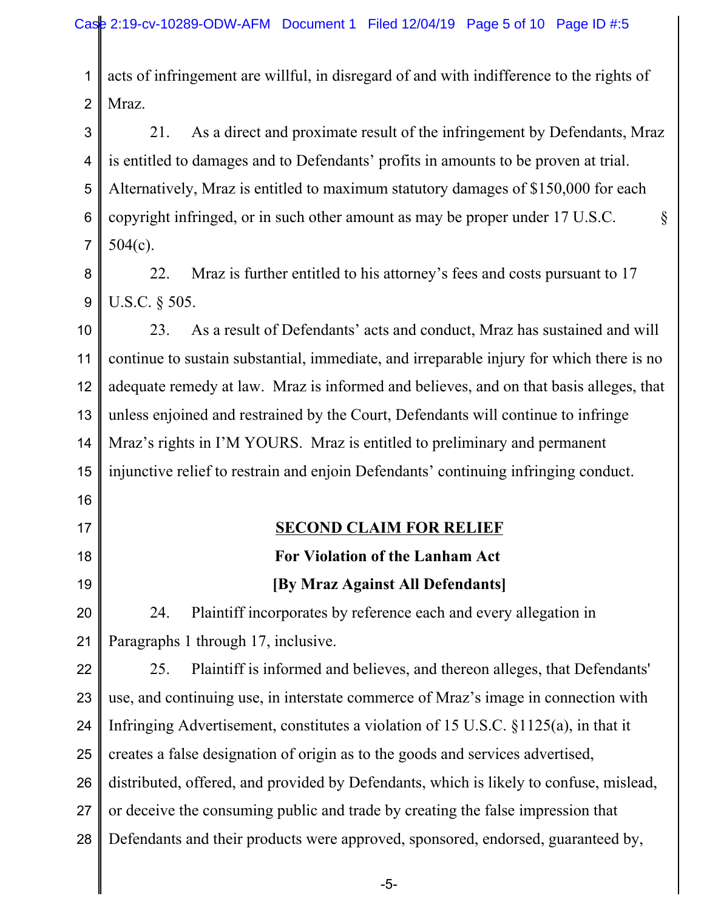acts of infringement are willful, in disregard of and with indifference to the rights of Mraz.

21. As a direct and proximate result of the infringement by Defendants, Mraz is entitled to damages and to Defendants' profits in amounts to be proven at trial. Alternatively, Mraz is entitled to maximum statutory damages of $150,000 for each copyright infringed, or in such other amount as may be proper under 17 U.S.C. § 504(c).

22. Mraz is further entitled to his attorney's fees and costs pursuant to 17 U.S.C. § 505.

23. As a result of Defendants' acts and conduct, Mraz has sustained and will continue to sustain substantial, immediate, and irreparable injury for which there is no adequate remedy at law. Mraz is informed and believes, and on that basis alleges, that unless enjoined and restrained by the Court, Defendants will continue to infringe Mraz's rights in I'M YOURS. Mraz is entitled to preliminary and permanent injunctive relief to restrain and enjoin Defendants' continuing infringing conduct.

## SECOND CLAIM FOR RELIEF

**For Violation of the Lanham Act**

**[By Mraz Against All Defendants]**

24. Plaintiff incorporates by reference each and every allegation in Paragraphs 1 through 17, inclusive.

25. Plaintiff is informed and believes, and thereon alleges, that Defendants' use, and continuing use, in interstate commerce of Mraz's image in connection with Infringing Advertisement, constitutes a violation of 15 U.S.C. §1125(a), in that it creates a false designation of origin as to the goods and services advertised, distributed, offered, and provided by Defendants, which is likely to confuse, mislead, or deceive the consuming public and trade by creating the false impression that Defendants and their products were approved, sponsored, endorsed, guaranteed by,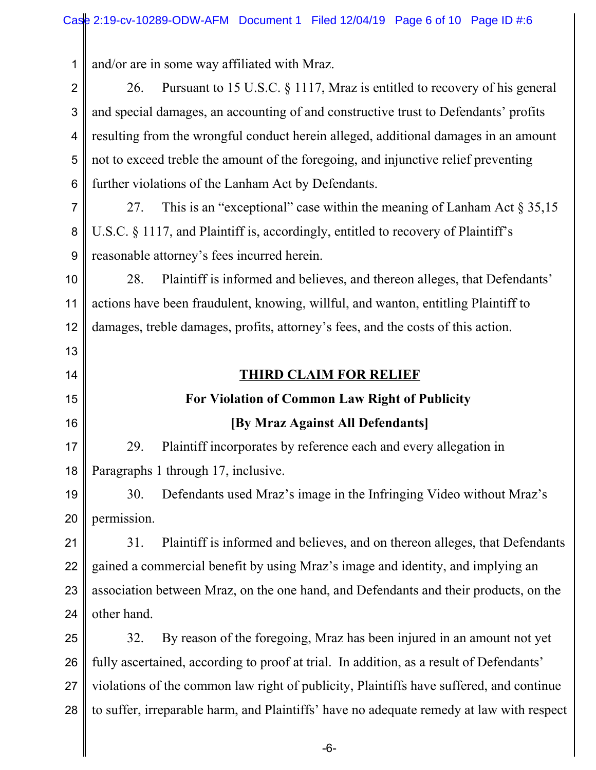and/or are in some way affiliated with Mraz.

26. Pursuant to 15 U.S.C. § 1117, Mraz is entitled to recovery of his general and special damages, an accounting of and constructive trust to Defendants' profits resulting from the wrongful conduct herein alleged, additional damages in an amount not to exceed treble the amount of the foregoing, and injunctive relief preventing further violations of the Lanham Act by Defendants.

27. This is an "exceptional" case within the meaning of Lanham Act § 35,15 U.S.C. § 1117, and Plaintiff is, accordingly, entitled to recovery of Plaintiff's reasonable attorney's fees incurred herein.

28. Plaintiff is informed and believes, and thereon alleges, that Defendants' actions have been fraudulent, knowing, willful, and wanton, entitling Plaintiff to damages, treble damages, profits, attorney's fees, and the costs of this action.

**THIRD CLAIM FOR RELIEF**

**For Violation of Common Law Right of Publicity**

**[By Mraz Against All Defendants]**

29. Plaintiff incorporates by reference each and every allegation in Paragraphs 1 through 17, inclusive.

30. Defendants used Mraz's image in the Infringing Video without Mraz's permission.

31. Plaintiff is informed and believes, and on thereon alleges, that Defendants gained a commercial benefit by using Mraz's image and identity, and implying an association between Mraz, on the one hand, and Defendants and their products, on the other hand.

32. By reason of the foregoing, Mraz has been injured in an amount not yet fully ascertained, according to proof at trial. In addition, as a result of Defendants' violations of the common law right of publicity, Plaintiffs have suffered, and continue to suffer, irreparable harm, and Plaintiffs' have no adequate remedy at law with respect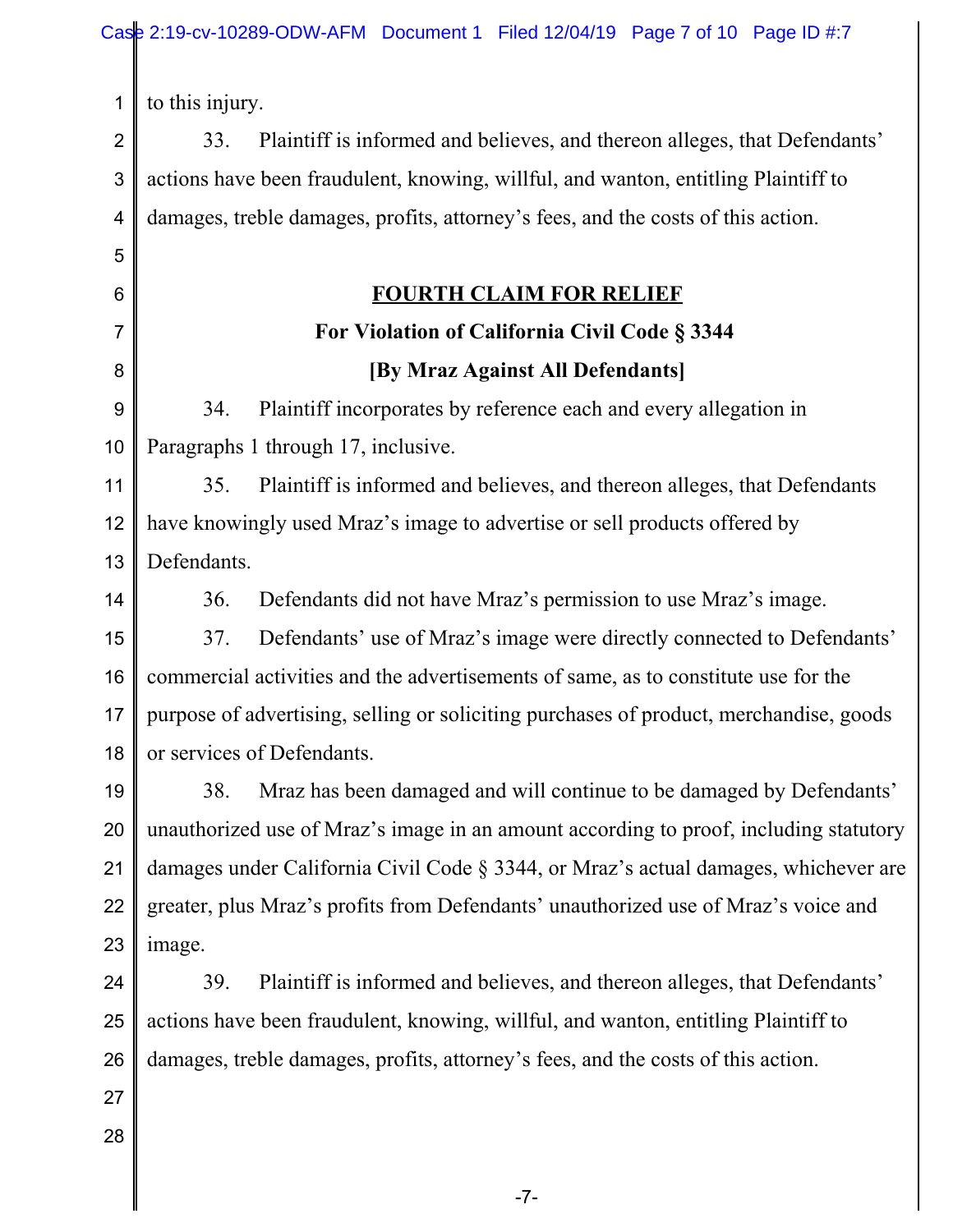to this injury.

33. Plaintiff is informed and believes, and thereon alleges, that Defendants' actions have been fraudulent, knowing, willful, and wanton, entitling Plaintiff to damages, treble damages, profits, attorney's fees, and the costs of this action.

**FOURTH CLAIM FOR RELIEF**

**For Violation of California Civil Code § 3344**

**[By Mraz Against All Defendants]**

34. Plaintiff incorporates by reference each and every allegation in Paragraphs 1 through 17, inclusive.

35. Plaintiff is informed and believes, and thereon alleges, that Defendants have knowingly used Mraz's image to advertise or sell products offered by Defendants.

36. Defendants did not have Mraz's permission to use Mraz's image.

37. Defendants' use of Mraz's image were directly connected to Defendants' commercial activities and the advertisements of same, as to constitute use for the purpose of advertising, selling or soliciting purchases of product, merchandise, goods or services of Defendants.

38. Mraz has been damaged and will continue to be damaged by Defendants' unauthorized use of Mraz's image in an amount according to proof, including statutory damages under California Civil Code § 3344, or Mraz's actual damages, whichever are greater, plus Mraz's profits from Defendants' unauthorized use of Mraz's voice and image.

39. Plaintiff is informed and believes, and thereon alleges, that Defendants' actions have been fraudulent, knowing, willful, and wanton, entitling Plaintiff to damages, treble damages, profits, attorney's fees, and the costs of this action.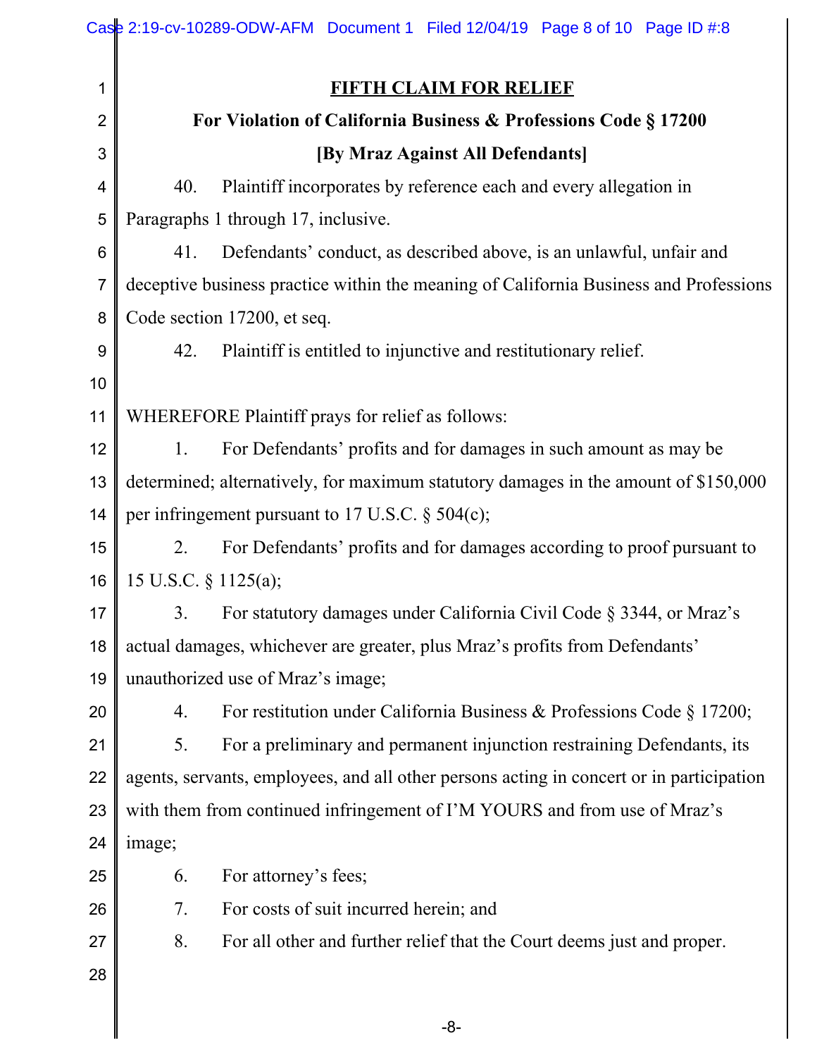**FIFTH CLAIM FOR RELIEF**

**For Violation of California Business & Professions Code § 17200**

**[By Mraz Against All Defendants]**

40. Plaintiff incorporates by reference each and every allegation in Paragraphs 1 through 17, inclusive.

41. Defendants' conduct, as described above, is an unlawful, unfair and deceptive business practice within the meaning of California Business and Professions Code section 17200, et seq.

42. Plaintiff is entitled to injunctive and restitutionary relief.

WHEREFORE Plaintiff prays for relief as follows:

1. For Defendants' profits and for damages in such amount as may be determined; alternatively, for maximum statutory damages in the amount of $150,000 per infringement pursuant to 17 U.S.C. § 504(c);

2. For Defendants' profits and for damages according to proof pursuant to 15 U.S.C. § 1125(a);

3. For statutory damages under California Civil Code § 3344, or Mraz's actual damages, whichever are greater, plus Mraz's profits from Defendants' unauthorized use of Mraz's image;

4. For restitution under California Business & Professions Code § 17200;

5. For a preliminary and permanent injunction restraining Defendants, its agents, servants, employees, and all other persons acting in concert or in participation with them from continued infringement of I'M YOURS and from use of Mraz's image;

6. For attorney's fees;

7. For costs of suit incurred herein; and

8. For all other and further relief that the Court deems just and proper.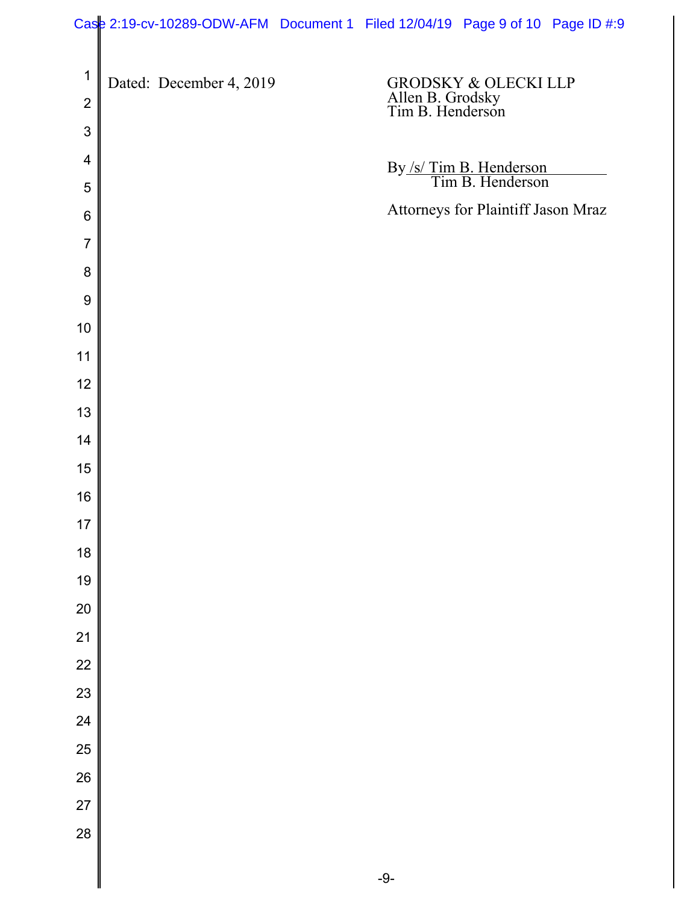Dated: December 4, 2019

GRODSKY & OLECKI LLP
Allen B. Grodsky
Tim B. Henderson

By /s/ Tim B. Henderson
Tim B. Henderson

Attorneys for Plaintiff Jason Mraz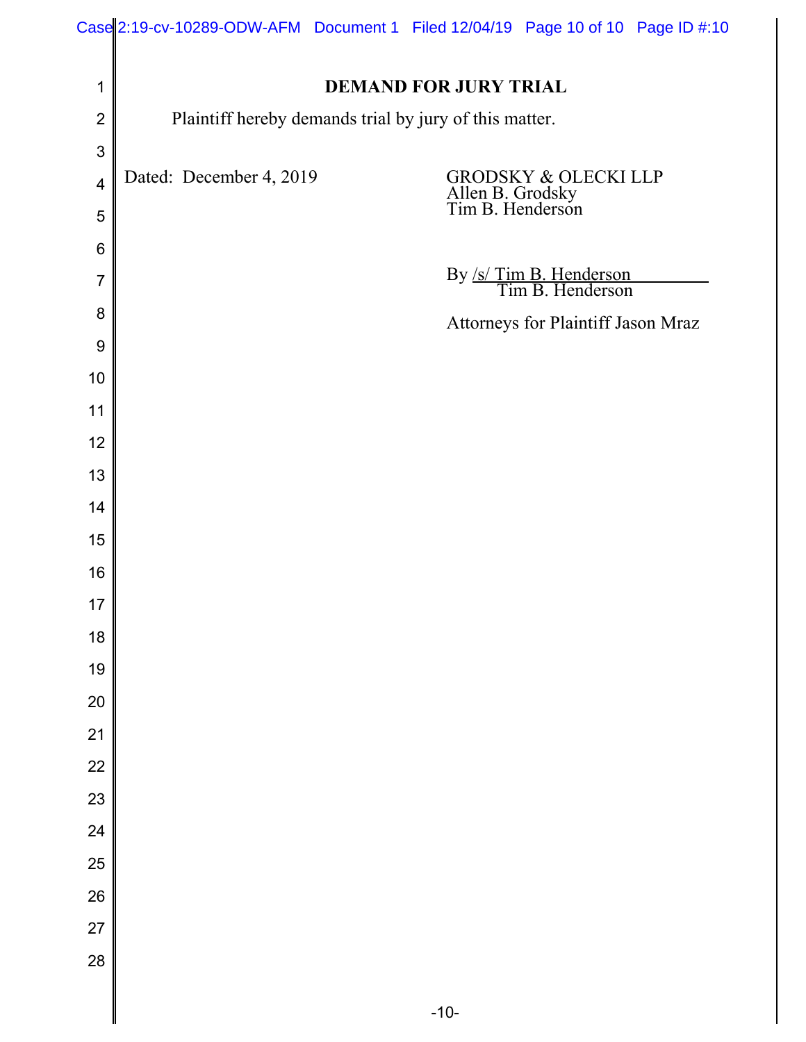## DEMAND FOR JURY TRIAL

Plaintiff hereby demands trial by jury of this matter.

Dated: December 4, 2019

GRODSKY & OLECKI LLP
Allen B. Grodsky
Tim B. Henderson

By /s/ Tim B. Henderson
Tim B. Henderson

Attorneys for Plaintiff Jason Mraz